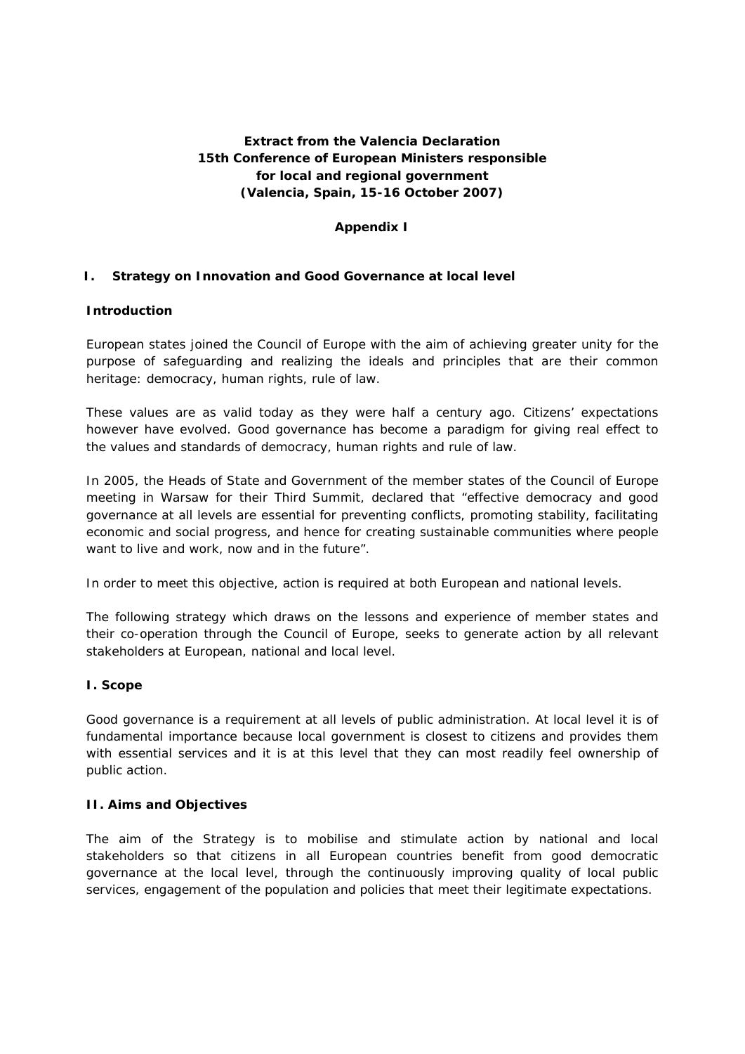**Extract from the Valencia Declaration**
**15th Conference of European Ministers responsible for local and regional government**
**(Valencia, Spain, 15-16 October 2007)**

**Appendix I**

## I. Strategy on Innovation and Good Governance at local level

### Introduction

European states joined the Council of Europe with the aim of achieving greater unity for the purpose of safeguarding and realizing the ideals and principles that are their common heritage: democracy, human rights, rule of law.

These values are as valid today as they were half a century ago. Citizens' expectations however have evolved. Good governance has become a paradigm for giving real effect to the values and standards of democracy, human rights and rule of law.

In 2005, the Heads of State and Government of the member states of the Council of Europe meeting in Warsaw for their Third Summit, declared that "effective democracy and good governance at all levels are essential for preventing conflicts, promoting stability, facilitating economic and social progress, and hence for creating sustainable communities where people want to live and work, now and in the future".

In order to meet this objective, action is required at both European and national levels.

The following strategy which draws on the lessons and experience of member states and their co-operation through the Council of Europe, seeks to generate action by all relevant stakeholders at European, national and local level.

### I. Scope

Good governance is a requirement at all levels of public administration. At local level it is of fundamental importance because local government is closest to citizens and provides them with essential services and it is at this level that they can most readily feel ownership of public action.

### II. Aims and Objectives

The aim of the Strategy is to mobilise and stimulate action by national and local stakeholders so that citizens in all European countries benefit from good democratic governance at the local level, through the continuously improving quality of local public services, engagement of the population and policies that meet their legitimate expectations.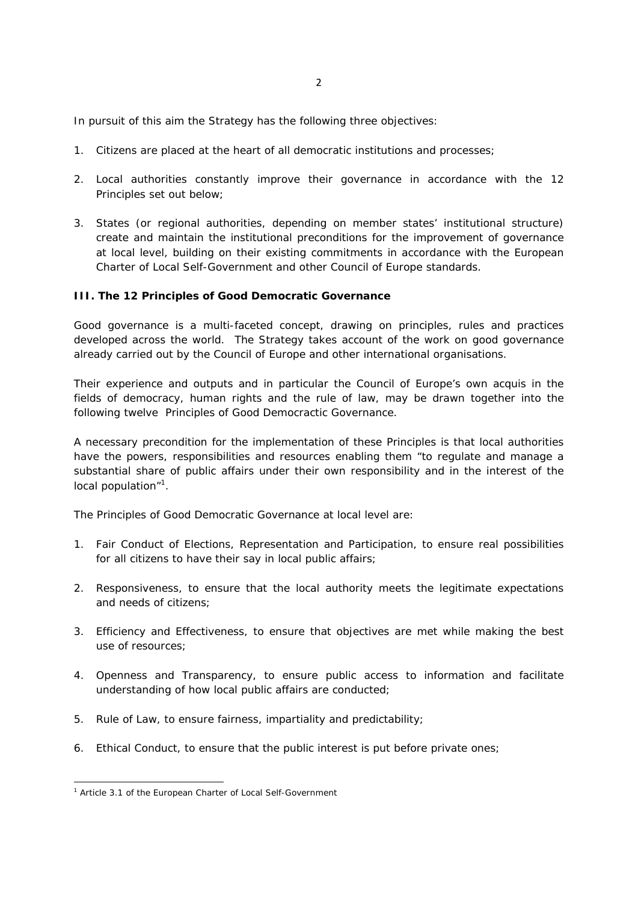In pursuit of this aim the Strategy has the following three objectives:

1. Citizens are placed at the heart of all democratic institutions and processes;

2. Local authorities constantly improve their governance in accordance with the 12 Principles set out below;

3. States (or regional authorities, depending on member states' institutional structure) create and maintain the institutional preconditions for the improvement of governance at local level, building on their existing commitments in accordance with the European Charter of Local Self-Government and other Council of Europe standards.

### III. The 12 Principles of Good Democratic Governance

Good governance is a multi-faceted concept, drawing on principles, rules and practices developed across the world. The Strategy takes account of the work on good governance already carried out by the Council of Europe and other international organisations.

Their experience and outputs and in particular the Council of Europe's own acquis in the fields of democracy, human rights and the rule of law, may be drawn together into the following twelve Principles of Good Democractic Governance.

A necessary precondition for the implementation of these Principles is that local authorities have the powers, responsibilities and resources enabling them "to regulate and manage a substantial share of public affairs under their own responsibility and in the interest of the local population"[1].

The Principles of Good Democratic Governance at local level are:

1. Fair Conduct of Elections, Representation and Participation, to ensure real possibilities for all citizens to have their say in local public affairs;

2. Responsiveness, to ensure that the local authority meets the legitimate expectations and needs of citizens;

3. Efficiency and Effectiveness, to ensure that objectives are met while making the best use of resources;

4. Openness and Transparency, to ensure public access to information and facilitate understanding of how local public affairs are conducted;

5. Rule of Law, to ensure fairness, impartiality and predictability;

6. Ethical Conduct, to ensure that the public interest is put before private ones;

---

[1] Article 3.1 of the European Charter of Local Self-Government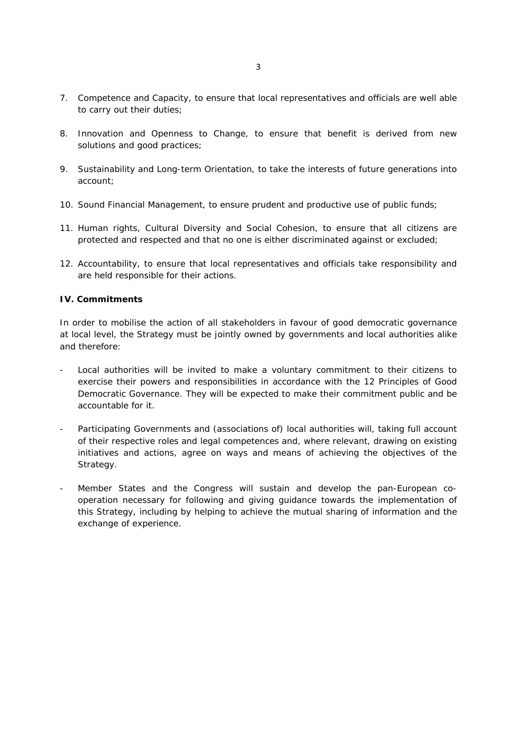7. Competence and Capacity, to ensure that local representatives and officials are well able to carry out their duties;

8. Innovation and Openness to Change, to ensure that benefit is derived from new solutions and good practices;

9. Sustainability and Long-term Orientation, to take the interests of future generations into account;

10. Sound Financial Management, to ensure prudent and productive use of public funds;

11. Human rights, Cultural Diversity and Social Cohesion, to ensure that all citizens are protected and respected and that no one is either discriminated against or excluded;

12. Accountability, to ensure that local representatives and officials take responsibility and are held responsible for their actions.

**IV. Commitments**

In order to mobilise the action of all stakeholders in favour of good democratic governance at local level, the Strategy must be jointly owned by governments and local authorities alike and therefore:

- Local authorities will be invited to make a voluntary commitment to their citizens to exercise their powers and responsibilities in accordance with the 12 Principles of Good Democratic Governance. They will be expected to make their commitment public and be accountable for it.

- Participating Governments and (associations of) local authorities will, taking full account of their respective roles and legal competences and, where relevant, drawing on existing initiatives and actions, agree on ways and means of achieving the objectives of the Strategy.

- Member States and the Congress will sustain and develop the pan-European co-operation necessary for following and giving guidance towards the implementation of this Strategy, including by helping to achieve the mutual sharing of information and the exchange of experience.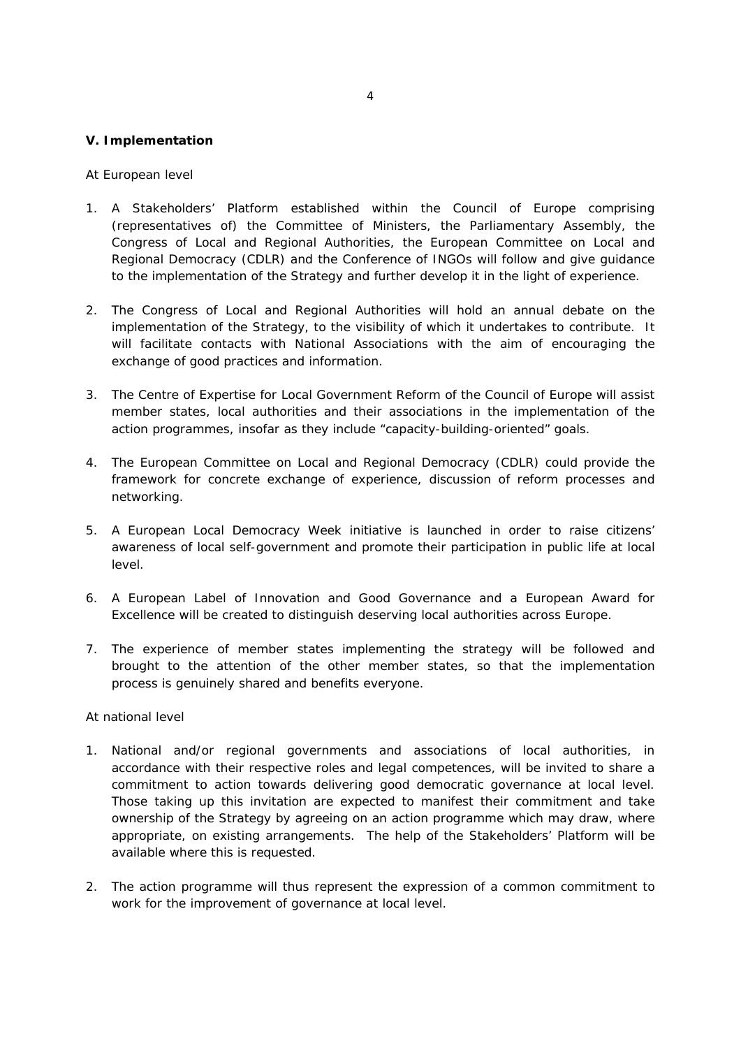## V. Implementation

At European level

1. A Stakeholders' Platform established within the Council of Europe comprising (representatives of) the Committee of Ministers, the Parliamentary Assembly, the Congress of Local and Regional Authorities, the European Committee on Local and Regional Democracy (CDLR) and the Conference of INGOs will follow and give guidance to the implementation of the Strategy and further develop it in the light of experience.

2. The Congress of Local and Regional Authorities will hold an annual debate on the implementation of the Strategy, to the visibility of which it undertakes to contribute. It will facilitate contacts with National Associations with the aim of encouraging the exchange of good practices and information.

3. The Centre of Expertise for Local Government Reform of the Council of Europe will assist member states, local authorities and their associations in the implementation of the action programmes, insofar as they include "capacity-building-oriented" goals.

4. The European Committee on Local and Regional Democracy (CDLR) could provide the framework for concrete exchange of experience, discussion of reform processes and networking.

5. A European Local Democracy Week initiative is launched in order to raise citizens' awareness of local self-government and promote their participation in public life at local level.

6. A European Label of Innovation and Good Governance and a European Award for Excellence will be created to distinguish deserving local authorities across Europe.

7. The experience of member states implementing the strategy will be followed and brought to the attention of the other member states, so that the implementation process is genuinely shared and benefits everyone.

At national level

1. National and/or regional governments and associations of local authorities, in accordance with their respective roles and legal competences, will be invited to share a commitment to action towards delivering good democratic governance at local level. Those taking up this invitation are expected to manifest their commitment and take ownership of the Strategy by agreeing on an action programme which may draw, where appropriate, on existing arrangements. The help of the Stakeholders' Platform will be available where this is requested.

2. The action programme will thus represent the expression of a common commitment to work for the improvement of governance at local level.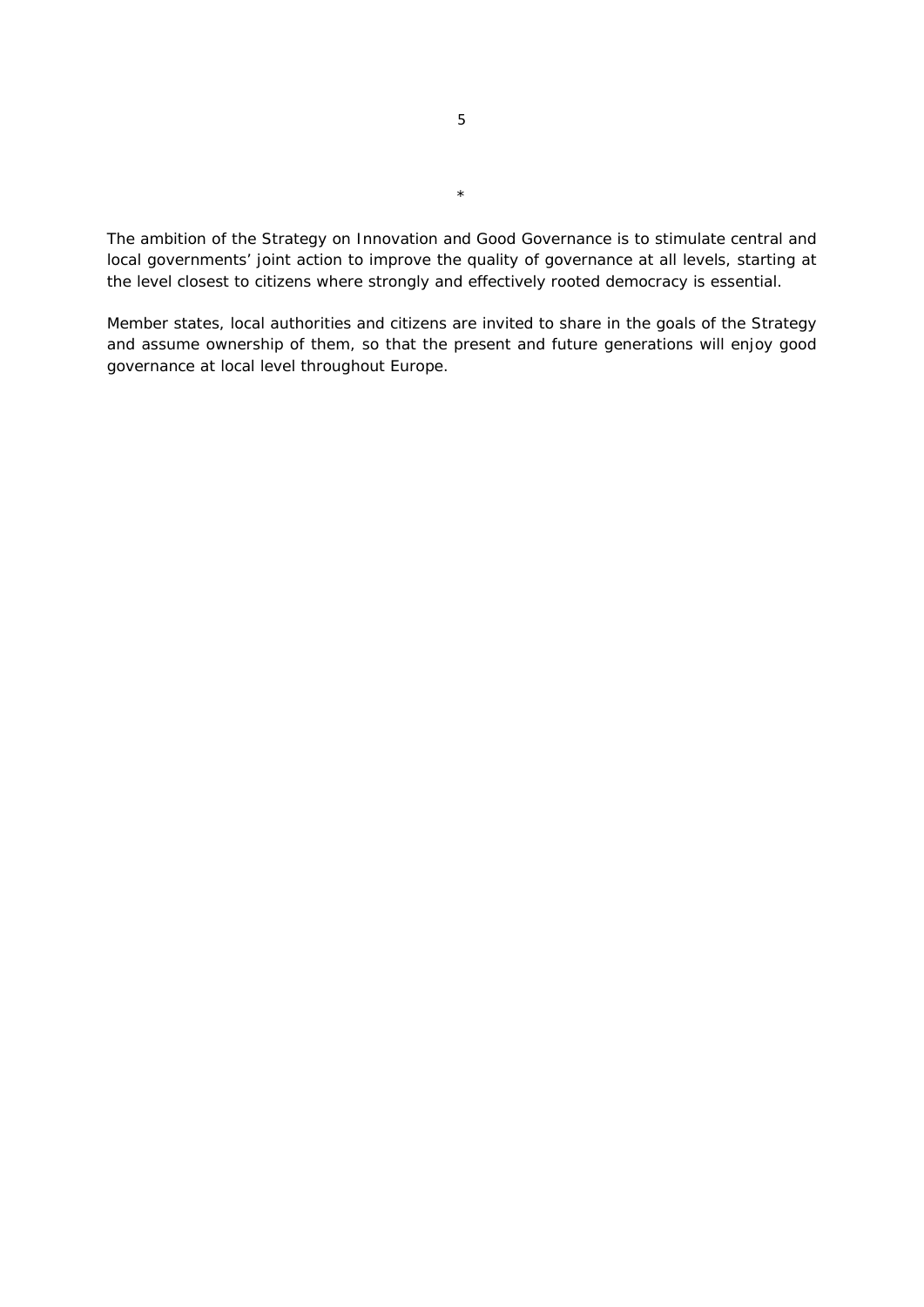*

The ambition of the Strategy on Innovation and Good Governance is to stimulate central and local governments' joint action to improve the quality of governance at all levels, starting at the level closest to citizens where strongly and effectively rooted democracy is essential.

Member states, local authorities and citizens are invited to share in the goals of the Strategy and assume ownership of them, so that the present and future generations will enjoy good governance at local level throughout Europe.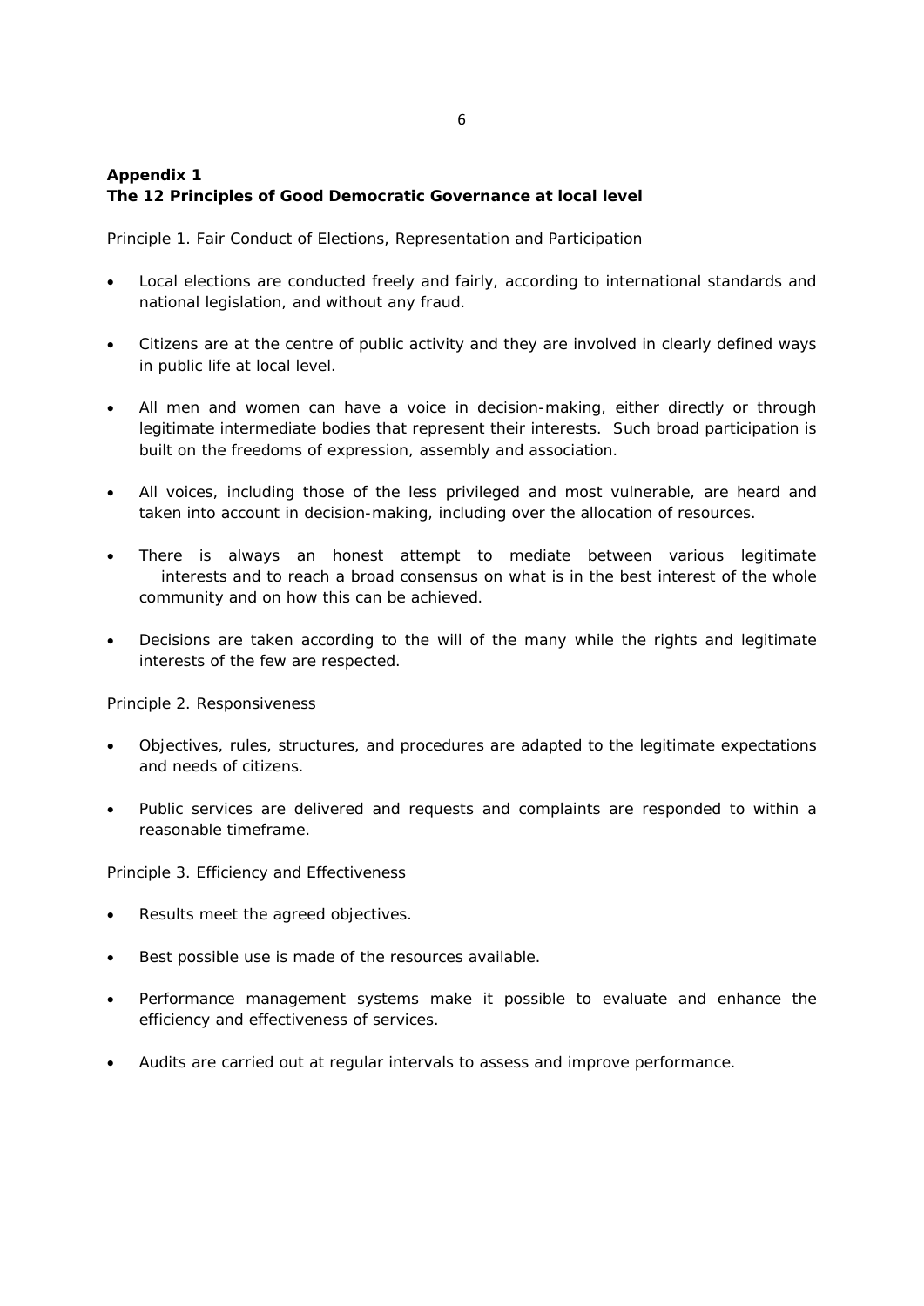**Appendix 1**
**The 12 Principles of Good Democratic Governance at local level**

Principle 1. Fair Conduct of Elections, Representation and Participation

- Local elections are conducted freely and fairly, according to international standards and national legislation, and without any fraud.

- Citizens are at the centre of public activity and they are involved in clearly defined ways in public life at local level.

- All men and women can have a voice in decision-making, either directly or through legitimate intermediate bodies that represent their interests. Such broad participation is built on the freedoms of expression, assembly and association.

- All voices, including those of the less privileged and most vulnerable, are heard and taken into account in decision-making, including over the allocation of resources.

- There is always an honest attempt to mediate between various legitimate interests and to reach a broad consensus on what is in the best interest of the whole community and on how this can be achieved.

- Decisions are taken according to the will of the many while the rights and legitimate interests of the few are respected.

Principle 2. Responsiveness

- Objectives, rules, structures, and procedures are adapted to the legitimate expectations and needs of citizens.

- Public services are delivered and requests and complaints are responded to within a reasonable timeframe.

Principle 3. Efficiency and Effectiveness

- Results meet the agreed objectives.

- Best possible use is made of the resources available.

- Performance management systems make it possible to evaluate and enhance the efficiency and effectiveness of services.

- Audits are carried out at regular intervals to assess and improve performance.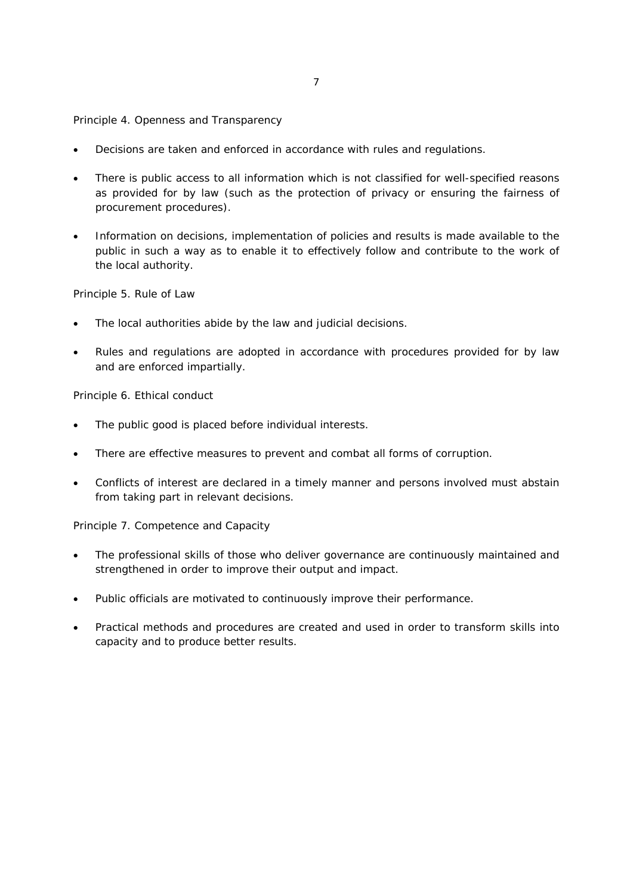Principle 4. Openness and Transparency

- Decisions are taken and enforced in accordance with rules and regulations.
- There is public access to all information which is not classified for well-specified reasons as provided for by law (such as the protection of privacy or ensuring the fairness of procurement procedures).
- Information on decisions, implementation of policies and results is made available to the public in such a way as to enable it to effectively follow and contribute to the work of the local authority.

Principle 5. Rule of Law

- The local authorities abide by the law and judicial decisions.
- Rules and regulations are adopted in accordance with procedures provided for by law and are enforced impartially.

Principle 6. Ethical conduct

- The public good is placed before individual interests.
- There are effective measures to prevent and combat all forms of corruption.
- Conflicts of interest are declared in a timely manner and persons involved must abstain from taking part in relevant decisions.

Principle 7. Competence and Capacity

- The professional skills of those who deliver governance are continuously maintained and strengthened in order to improve their output and impact.
- Public officials are motivated to continuously improve their performance.
- Practical methods and procedures are created and used in order to transform skills into capacity and to produce better results.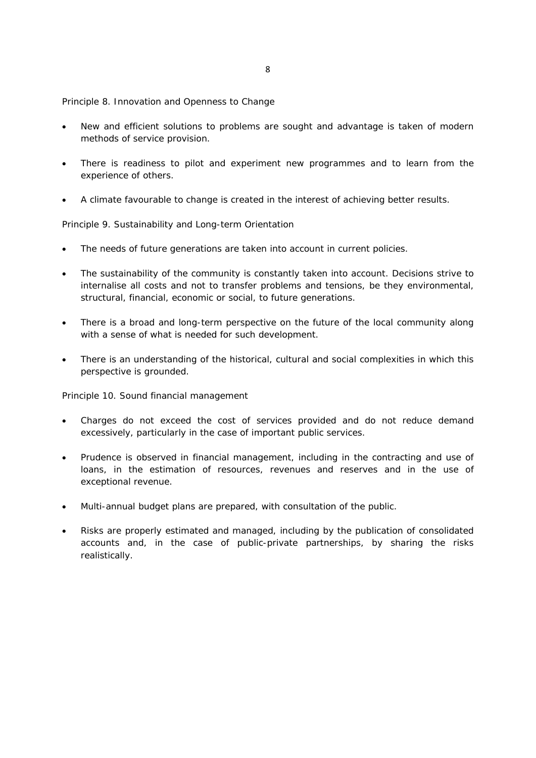Principle 8. Innovation and Openness to Change

- New and efficient solutions to problems are sought and advantage is taken of modern methods of service provision.
- There is readiness to pilot and experiment new programmes and to learn from the experience of others.
- A climate favourable to change is created in the interest of achieving better results.

Principle 9. Sustainability and Long-term Orientation

- The needs of future generations are taken into account in current policies.
- The sustainability of the community is constantly taken into account. Decisions strive to internalise all costs and not to transfer problems and tensions, be they environmental, structural, financial, economic or social, to future generations.
- There is a broad and long-term perspective on the future of the local community along with a sense of what is needed for such development.
- There is an understanding of the historical, cultural and social complexities in which this perspective is grounded.

Principle 10. Sound financial management

- Charges do not exceed the cost of services provided and do not reduce demand excessively, particularly in the case of important public services.
- Prudence is observed in financial management, including in the contracting and use of loans, in the estimation of resources, revenues and reserves and in the use of exceptional revenue.
- Multi-annual budget plans are prepared, with consultation of the public.
- Risks are properly estimated and managed, including by the publication of consolidated accounts and, in the case of public-private partnerships, by sharing the risks realistically.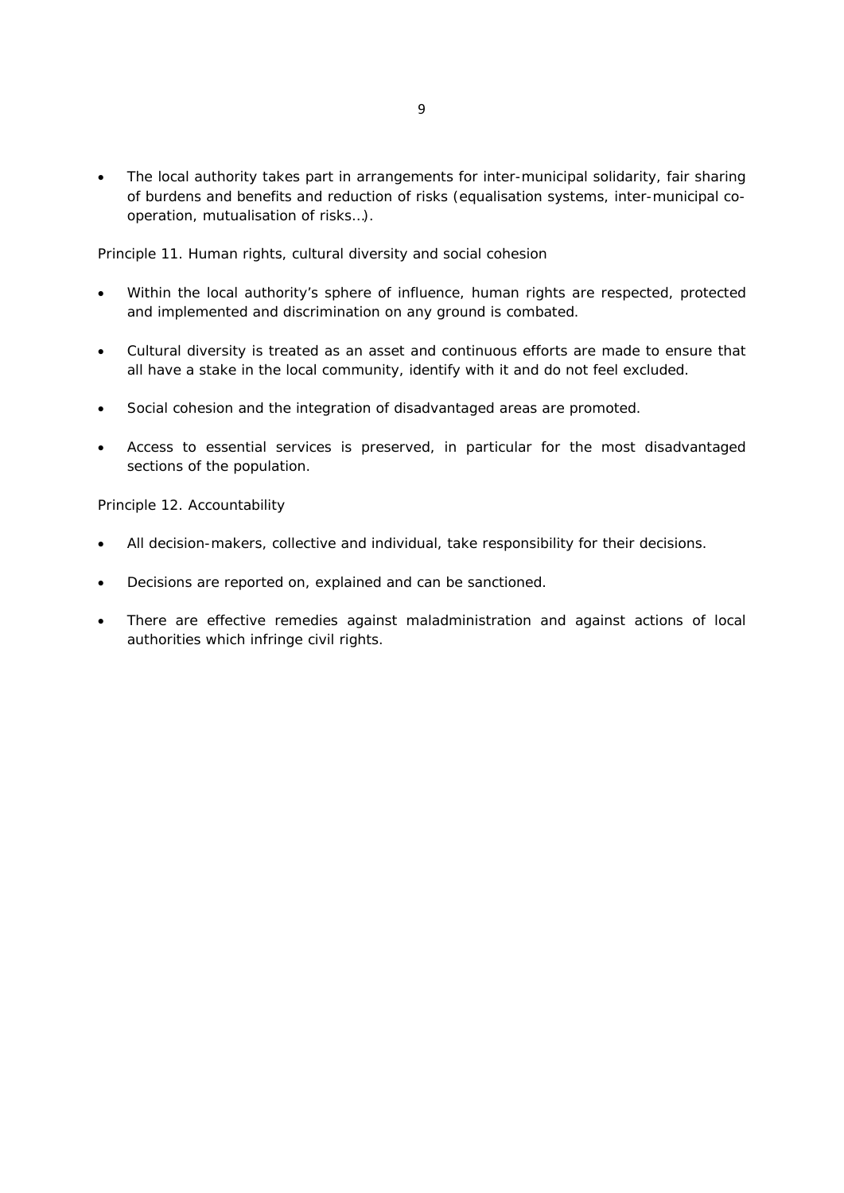- The local authority takes part in arrangements for inter-municipal solidarity, fair sharing of burdens and benefits and reduction of risks (equalisation systems, inter-municipal co-operation, mutualisation of risks…).

Principle 11. Human rights, cultural diversity and social cohesion

- Within the local authority's sphere of influence, human rights are respected, protected and implemented and discrimination on any ground is combated.

- Cultural diversity is treated as an asset and continuous efforts are made to ensure that all have a stake in the local community, identify with it and do not feel excluded.

- Social cohesion and the integration of disadvantaged areas are promoted.

- Access to essential services is preserved, in particular for the most disadvantaged sections of the population.

Principle 12. Accountability

- All decision-makers, collective and individual, take responsibility for their decisions.

- Decisions are reported on, explained and can be sanctioned.

- There are effective remedies against maladministration and against actions of local authorities which infringe civil rights.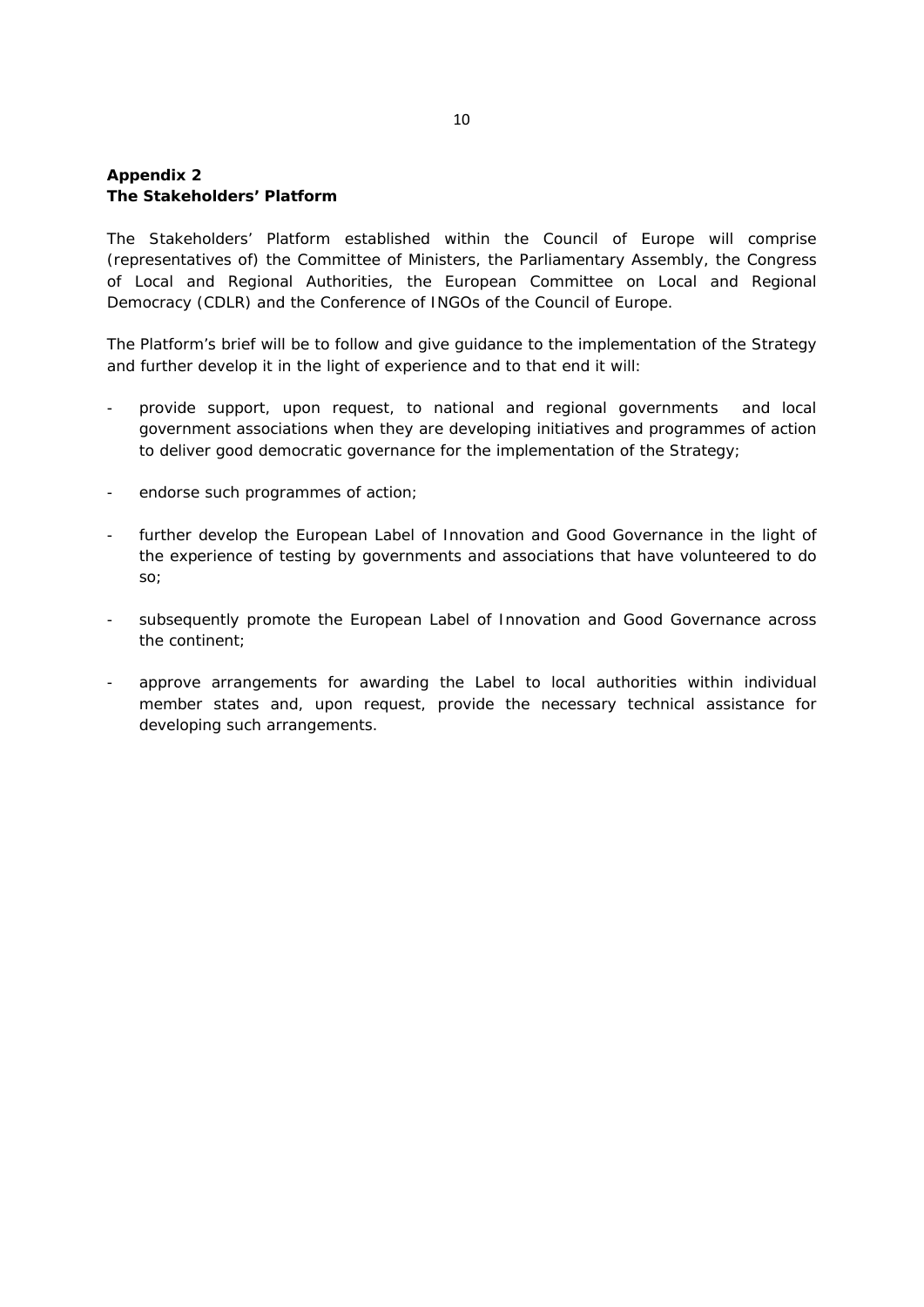**Appendix 2**
**The Stakeholders' Platform**

The Stakeholders' Platform established within the Council of Europe will comprise (representatives of) the Committee of Ministers, the Parliamentary Assembly, the Congress of Local and Regional Authorities, the European Committee on Local and Regional Democracy (CDLR) and the Conference of INGOs of the Council of Europe.

The Platform's brief will be to follow and give guidance to the implementation of the Strategy and further develop it in the light of experience and to that end it will:

- provide support, upon request, to national and regional governments and local government associations when they are developing initiatives and programmes of action to deliver good democratic governance for the implementation of the Strategy;
- endorse such programmes of action;
- further develop the European Label of Innovation and Good Governance in the light of the experience of testing by governments and associations that have volunteered to do so;
- subsequently promote the European Label of Innovation and Good Governance across the continent;
- approve arrangements for awarding the Label to local authorities within individual member states and, upon request, provide the necessary technical assistance for developing such arrangements.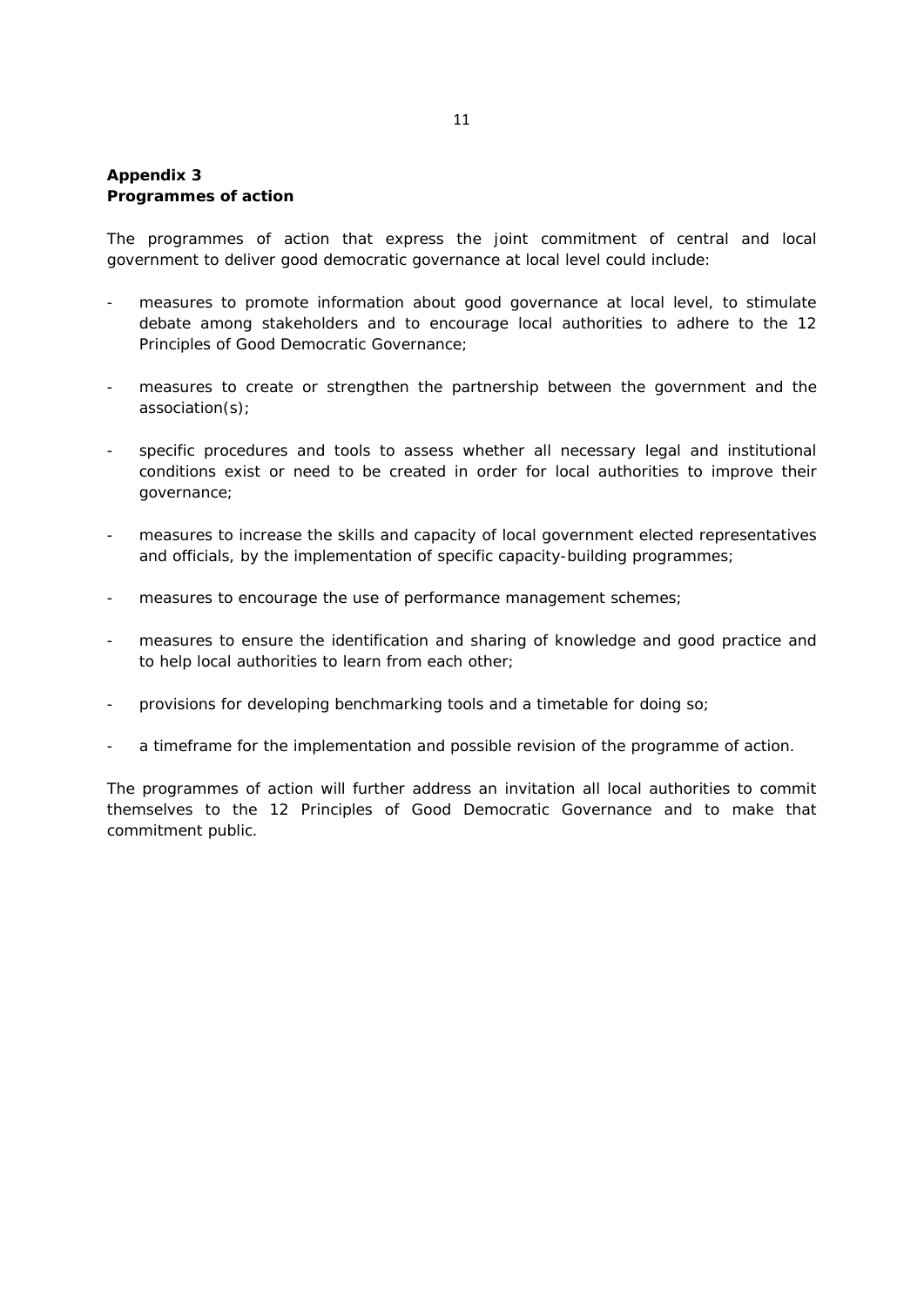**Appendix 3**
**Programmes of action**

The programmes of action that express the joint commitment of central and local government to deliver good democratic governance at local level could include:

- measures to promote information about good governance at local level, to stimulate debate among stakeholders and to encourage local authorities to adhere to the 12 Principles of Good Democratic Governance;

- measures to create or strengthen the partnership between the government and the association(s);

- specific procedures and tools to assess whether all necessary legal and institutional conditions exist or need to be created in order for local authorities to improve their governance;

- measures to increase the skills and capacity of local government elected representatives and officials, by the implementation of specific capacity-building programmes;

- measures to encourage the use of performance management schemes;

- measures to ensure the identification and sharing of knowledge and good practice and to help local authorities to learn from each other;

- provisions for developing benchmarking tools and a timetable for doing so;

- a timeframe for the implementation and possible revision of the programme of action.

The programmes of action will further address an invitation all local authorities to commit themselves to the 12 Principles of Good Democratic Governance and to make that commitment public.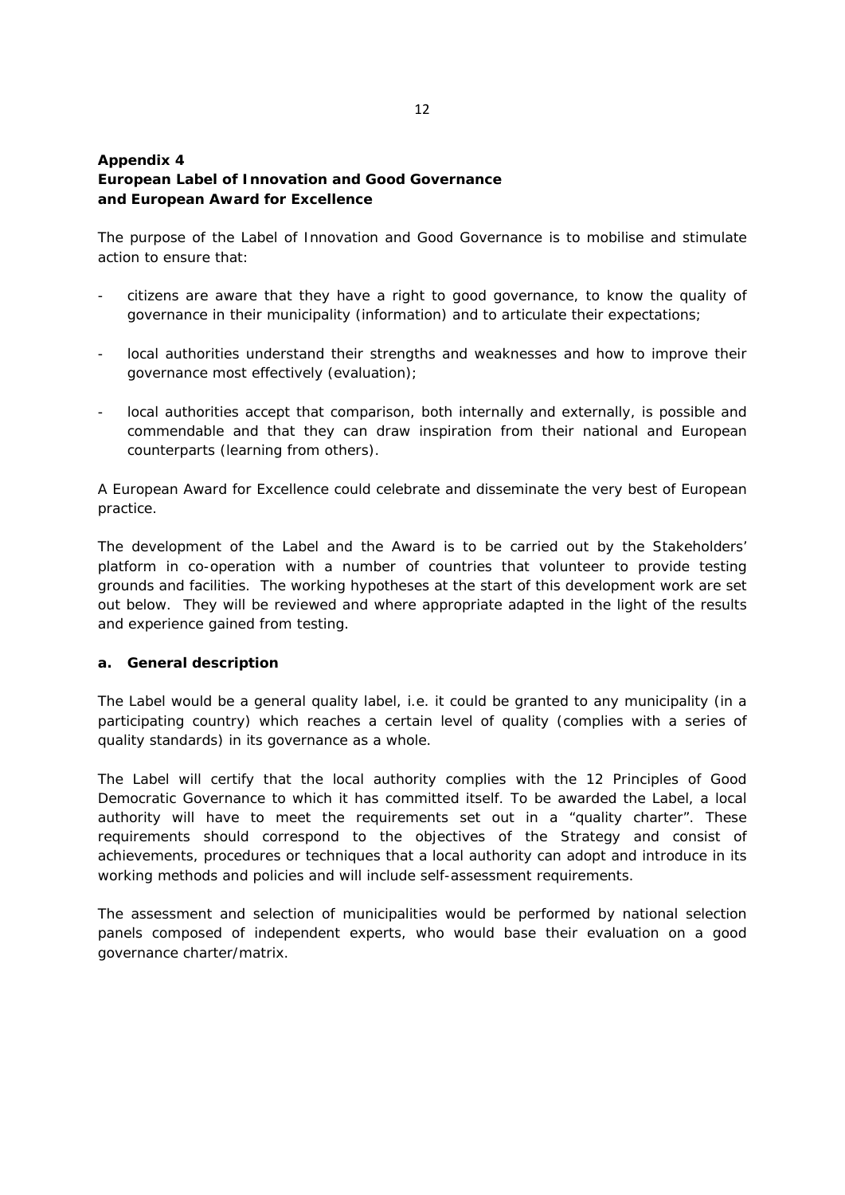**Appendix 4**
**European Label of Innovation and Good Governance**
**and European Award for Excellence**

The purpose of the Label of Innovation and Good Governance is to mobilise and stimulate action to ensure that:

- citizens are aware that they have a right to good governance, to know the quality of governance in their municipality (information) and to articulate their expectations;

- local authorities understand their strengths and weaknesses and how to improve their governance most effectively (evaluation);

- local authorities accept that comparison, both internally and externally, is possible and commendable and that they can draw inspiration from their national and European counterparts (learning from others).

A European Award for Excellence could celebrate and disseminate the very best of European practice.

The development of the Label and the Award is to be carried out by the Stakeholders' platform in co-operation with a number of countries that volunteer to provide testing grounds and facilities. The working hypotheses at the start of this development work are set out below. They will be reviewed and where appropriate adapted in the light of the results and experience gained from testing.

**a. General description**

The Label would be a general quality label, i.e. it could be granted to any municipality (in a participating country) which reaches a certain level of quality (complies with a series of quality standards) in its governance as a whole.

The Label will certify that the local authority complies with the 12 Principles of Good Democratic Governance to which it has committed itself. To be awarded the Label, a local authority will have to meet the requirements set out in a "quality charter". These requirements should correspond to the objectives of the Strategy and consist of achievements, procedures or techniques that a local authority can adopt and introduce in its working methods and policies and will include self-assessment requirements.

The assessment and selection of municipalities would be performed by national selection panels composed of independent experts, who would base their evaluation on a good governance charter/matrix.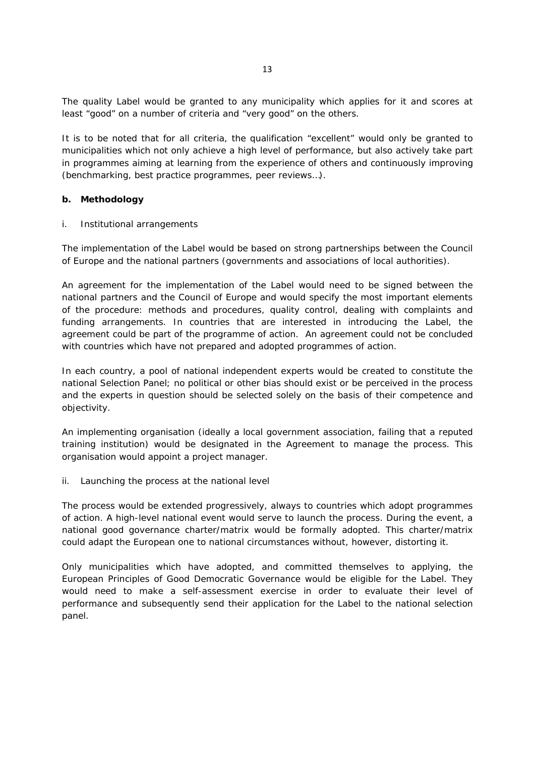The quality Label would be granted to any municipality which applies for it and scores at least "good" on a number of criteria and "very good" on the others.

It is to be noted that for all criteria, the qualification "excellent" would only be granted to municipalities which not only achieve a high level of performance, but also actively take part in programmes aiming at learning from the experience of others and continuously improving (benchmarking, best practice programmes, peer reviews…).

**b. Methodology**

i. Institutional arrangements

The implementation of the Label would be based on strong partnerships between the Council of Europe and the national partners (governments and associations of local authorities).

An agreement for the implementation of the Label would need to be signed between the national partners and the Council of Europe and would specify the most important elements of the procedure: methods and procedures, quality control, dealing with complaints and funding arrangements. In countries that are interested in introducing the Label, the agreement could be part of the programme of action. An agreement could not be concluded with countries which have not prepared and adopted programmes of action.

In each country, a pool of national independent experts would be created to constitute the national Selection Panel; no political or other bias should exist or be perceived in the process and the experts in question should be selected solely on the basis of their competence and objectivity.

An implementing organisation (ideally a local government association, failing that a reputed training institution) would be designated in the Agreement to manage the process. This organisation would appoint a project manager.

ii. Launching the process at the national level

The process would be extended progressively, always to countries which adopt programmes of action. A high-level national event would serve to launch the process. During the event, a national good governance charter/matrix would be formally adopted. This charter/matrix could adapt the European one to national circumstances without, however, distorting it.

Only municipalities which have adopted, and committed themselves to applying, the European Principles of Good Democratic Governance would be eligible for the Label. They would need to make a self-assessment exercise in order to evaluate their level of performance and subsequently send their application for the Label to the national selection panel.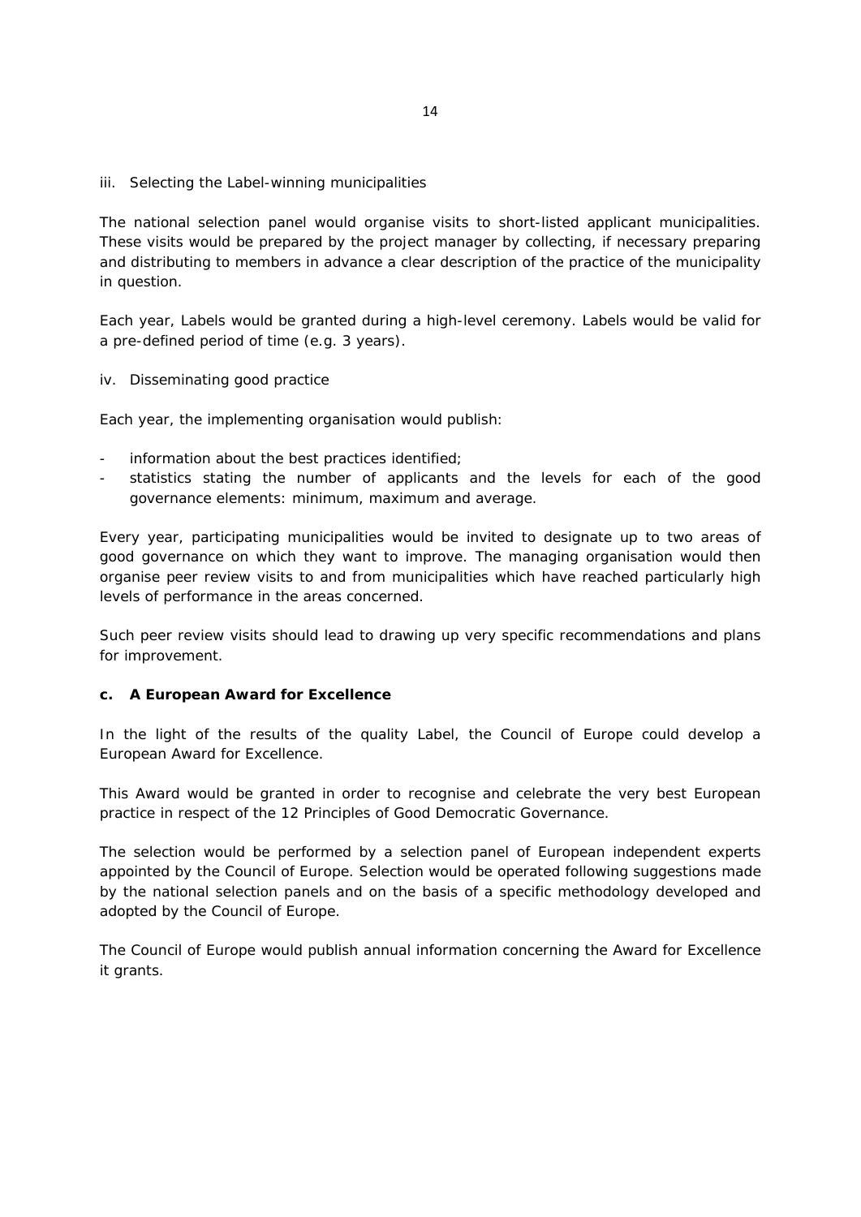iii. Selecting the Label-winning municipalities

The national selection panel would organise visits to short-listed applicant municipalities. These visits would be prepared by the project manager by collecting, if necessary preparing and distributing to members in advance a clear description of the practice of the municipality in question.

Each year, Labels would be granted during a high-level ceremony. Labels would be valid for a pre-defined period of time (e.g. 3 years).

iv. Disseminating good practice

Each year, the implementing organisation would publish:

- information about the best practices identified;
- statistics stating the number of applicants and the levels for each of the good governance elements: minimum, maximum and average.

Every year, participating municipalities would be invited to designate up to two areas of good governance on which they want to improve. The managing organisation would then organise peer review visits to and from municipalities which have reached particularly high levels of performance in the areas concerned.

Such peer review visits should lead to drawing up very specific recommendations and plans for improvement.

### c. A European Award for Excellence

In the light of the results of the quality Label, the Council of Europe could develop a European Award for Excellence.

This Award would be granted in order to recognise and celebrate the very best European practice in respect of the 12 Principles of Good Democratic Governance.

The selection would be performed by a selection panel of European independent experts appointed by the Council of Europe. Selection would be operated following suggestions made by the national selection panels and on the basis of a specific methodology developed and adopted by the Council of Europe.

The Council of Europe would publish annual information concerning the Award for Excellence it grants.